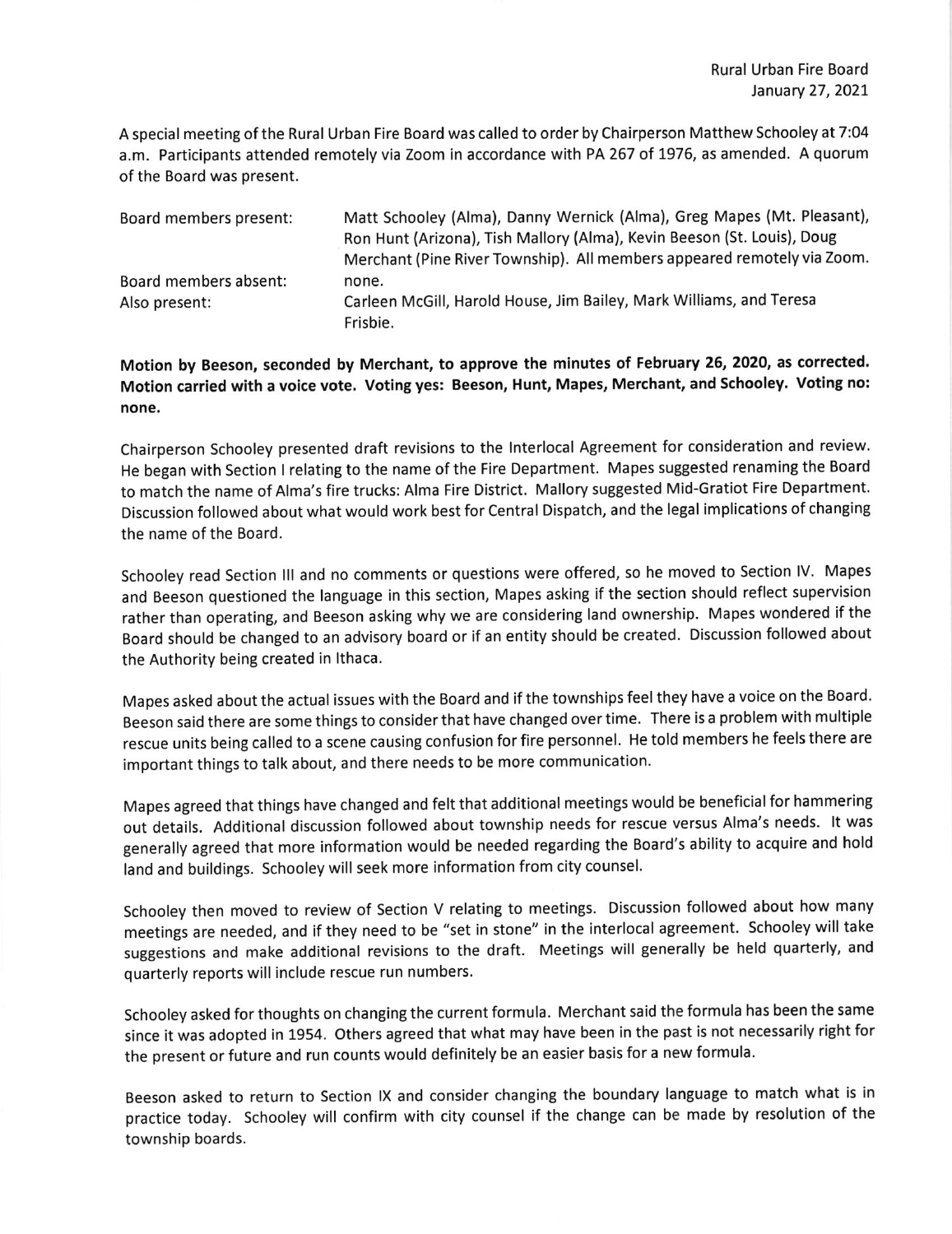Rural Urban Fire Board
January 27, 2021

A special meeting of the Rural Urban Fire Board was called to order by Chairperson Matthew Schooley at 7:04 a.m. Participants attended remotely via Zoom in accordance with PA 267 of 1976, as amended. A quorum of the Board was present.

| | |
|---|---|
| Board members present: | Matt Schooley (Alma), Danny Wernick (Alma), Greg Mapes (Mt. Pleasant), Ron Hunt (Arizona), Tish Mallory (Alma), Kevin Beeson (St. Louis), Doug Merchant (Pine River Township). All members appeared remotely via Zoom. |
| Board members absent: | none. |
| Also present: | Carleen McGill, Harold House, Jim Bailey, Mark Williams, and Teresa Frisbie. |

**Motion by Beeson, seconded by Merchant, to approve the minutes of February 26, 2020, as corrected. Motion carried with a voice vote. Voting yes: Beeson, Hunt, Mapes, Merchant, and Schooley. Voting no: none.**

Chairperson Schooley presented draft revisions to the Interlocal Agreement for consideration and review. He began with Section I relating to the name of the Fire Department. Mapes suggested renaming the Board to match the name of Alma's fire trucks: Alma Fire District. Mallory suggested Mid-Gratiot Fire Department. Discussion followed about what would work best for Central Dispatch, and the legal implications of changing the name of the Board.

Schooley read Section III and no comments or questions were offered, so he moved to Section IV. Mapes and Beeson questioned the language in this section, Mapes asking if the section should reflect supervision rather than operating, and Beeson asking why we are considering land ownership. Mapes wondered if the Board should be changed to an advisory board or if an entity should be created. Discussion followed about the Authority being created in Ithaca.

Mapes asked about the actual issues with the Board and if the townships feel they have a voice on the Board. Beeson said there are some things to consider that have changed over time. There is a problem with multiple rescue units being called to a scene causing confusion for fire personnel. He told members he feels there are important things to talk about, and there needs to be more communication.

Mapes agreed that things have changed and felt that additional meetings would be beneficial for hammering out details. Additional discussion followed about township needs for rescue versus Alma's needs. It was generally agreed that more information would be needed regarding the Board's ability to acquire and hold land and buildings. Schooley will seek more information from city counsel.

Schooley then moved to review of Section V relating to meetings. Discussion followed about how many meetings are needed, and if they need to be "set in stone" in the interlocal agreement. Schooley will take suggestions and make additional revisions to the draft. Meetings will generally be held quarterly, and quarterly reports will include rescue run numbers.

Schooley asked for thoughts on changing the current formula. Merchant said the formula has been the same since it was adopted in 1954. Others agreed that what may have been in the past is not necessarily right for the present or future and run counts would definitely be an easier basis for a new formula.

Beeson asked to return to Section IX and consider changing the boundary language to match what is in practice today. Schooley will confirm with city counsel if the change can be made by resolution of the township boards.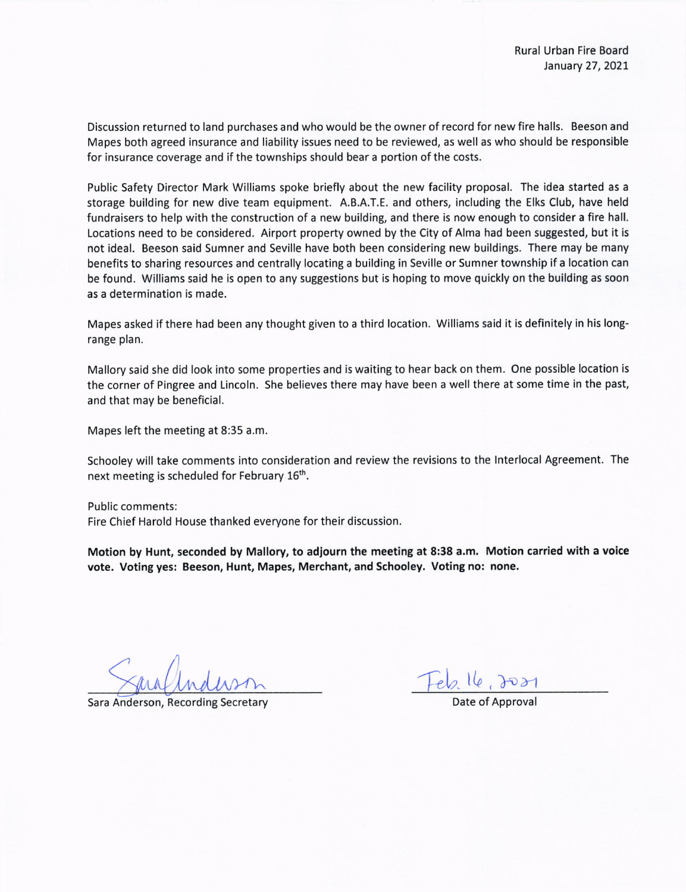Rural Urban Fire Board
January 27, 2021

Discussion returned to land purchases and who would be the owner of record for new fire halls. Beeson and Mapes both agreed insurance and liability issues need to be reviewed, as well as who should be responsible for insurance coverage and if the townships should bear a portion of the costs.

Public Safety Director Mark Williams spoke briefly about the new facility proposal. The idea started as a storage building for new dive team equipment. A.B.A.T.E. and others, including the Elks Club, have held fundraisers to help with the construction of a new building, and there is now enough to consider a fire hall. Locations need to be considered. Airport property owned by the City of Alma had been suggested, but it is not ideal. Beeson said Sumner and Seville have both been considering new buildings. There may be many benefits to sharing resources and centrally locating a building in Seville or Sumner township if a location can be found. Williams said he is open to any suggestions but is hoping to move quickly on the building as soon as a determination is made.

Mapes asked if there had been any thought given to a third location. Williams said it is definitely in his long-range plan.

Mallory said she did look into some properties and is waiting to hear back on them. One possible location is the corner of Pingree and Lincoln. She believes there may have been a well there at some time in the past, and that may be beneficial.

Mapes left the meeting at 8:35 a.m.

Schooley will take comments into consideration and review the revisions to the Interlocal Agreement. The next meeting is scheduled for February 16th.

Public comments:
Fire Chief Harold House thanked everyone for their discussion.

**Motion by Hunt, seconded by Mallory, to adjourn the meeting at 8:38 a.m. Motion carried with a voice vote. Voting yes: Beeson, Hunt, Mapes, Merchant, and Schooley. Voting no: none.**

Sara Anderson
Sara Anderson, Recording Secretary

Feb. 16, 2021
Date of Approval